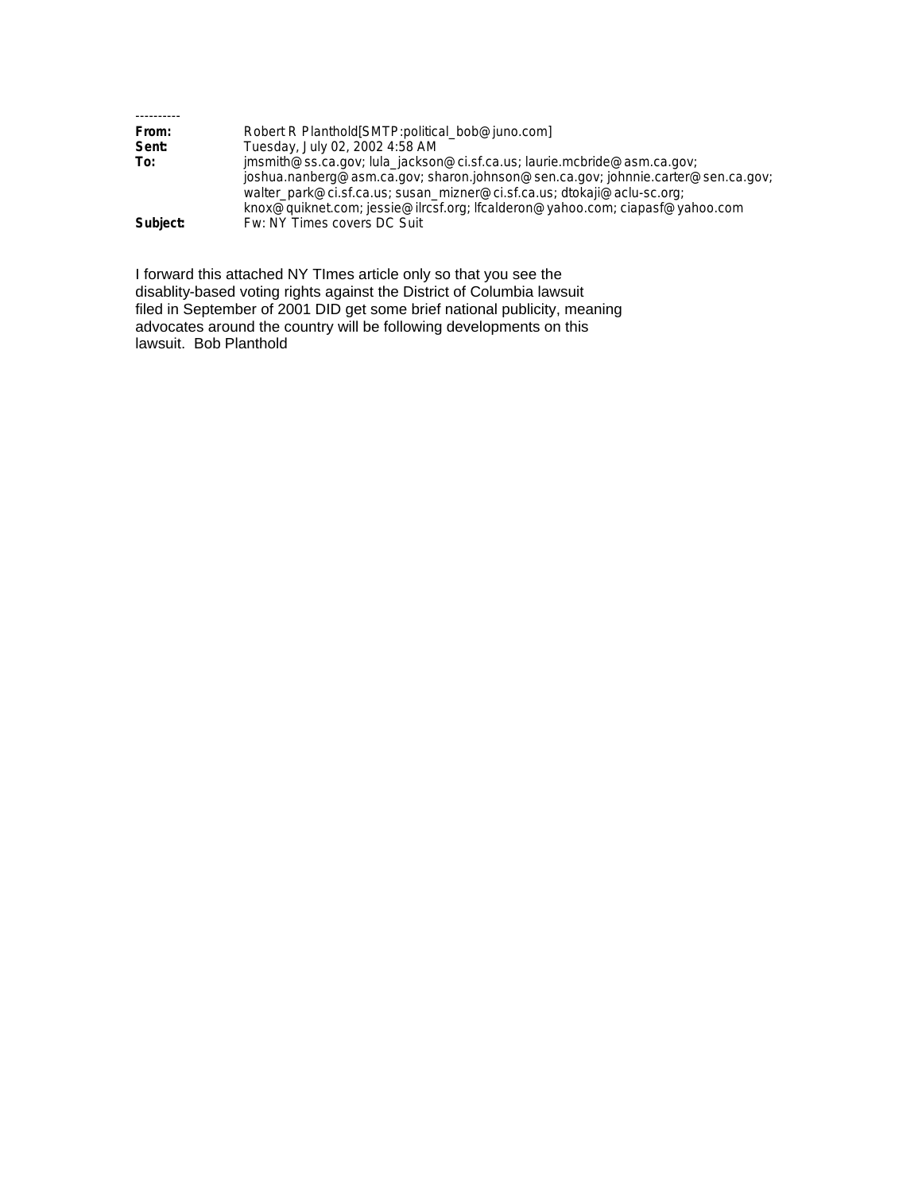----------

**From:** Robert R Planthold[SMTP:political_bob@juno.com]
**Sent:** Tuesday, July 02, 2002 4:58 AM
**To:** jmsmith@ss.ca.gov; lula_jackson@ci.sf.ca.us; laurie.mcbride@asm.ca.gov; joshua.nanberg@asm.ca.gov; sharon.johnson@sen.ca.gov; johnnie.carter@sen.ca.gov; walter_park@ci.sf.ca.us; susan_mizner@ci.sf.ca.us; dtokaji@aclu-sc.org; knox@quiknet.com; jessie@ilrcsf.org; lfcalderon@yahoo.com; ciapasf@yahoo.com
**Subject:** Fw: NY Times covers DC Suit

I forward this attached NY TImes article only so that you see the disablity-based voting rights against the District of Columbia lawsuit filed in September of 2001 DID get some brief national publicity, meaning advocates around the country will be following developments on this lawsuit. Bob Planthold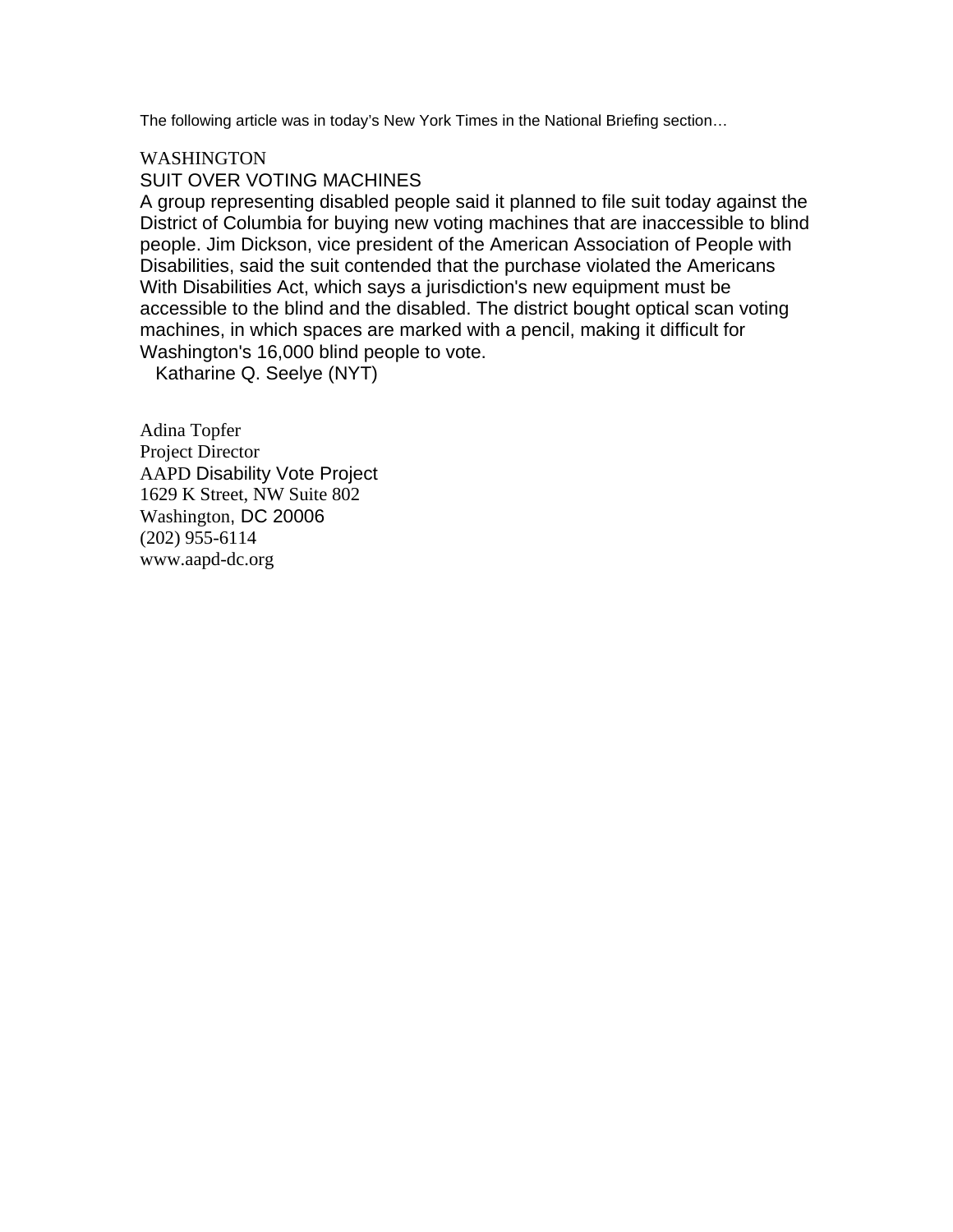The following article was in today's New York Times in the National Briefing section…

WASHINGTON

SUIT OVER VOTING MACHINES

A group representing disabled people said it planned to file suit today against the District of Columbia for buying new voting machines that are inaccessible to blind people. Jim Dickson, vice president of the American Association of People with Disabilities, said the suit contended that the purchase violated the Americans With Disabilities Act, which says a jurisdiction's new equipment must be accessible to the blind and the disabled. The district bought optical scan voting machines, in which spaces are marked with a pencil, making it difficult for Washington's 16,000 blind people to vote.

Katharine Q. Seelye (NYT)

Adina Topfer
Project Director
AAPD Disability Vote Project
1629 K Street, NW Suite 802
Washington, DC 20006
(202) 955-6114
www.aapd-dc.org